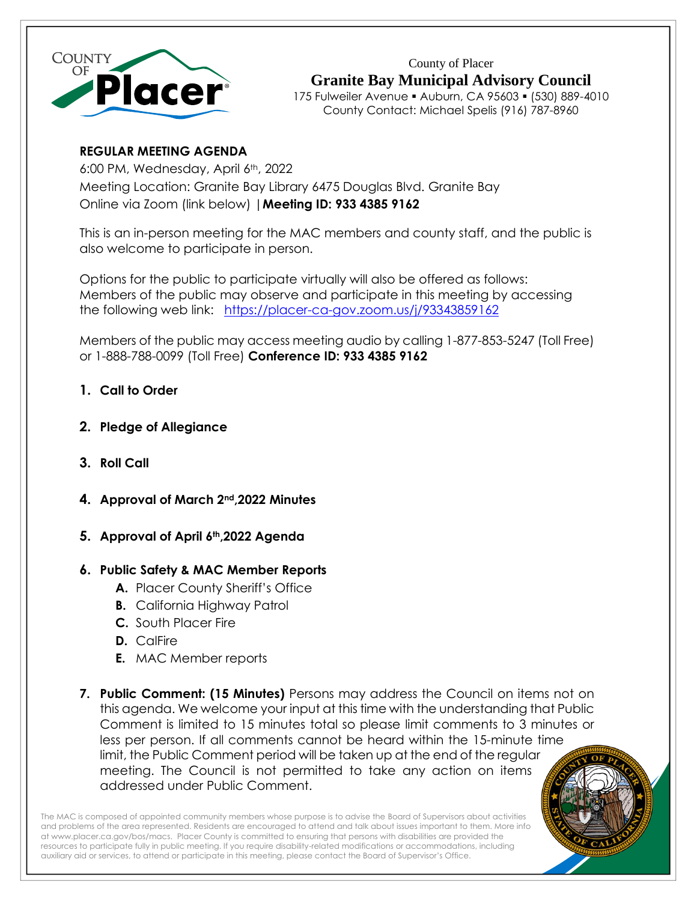County of Placer

# Granite Bay Municipal Advisory Council

175 Fulweiler Avenue ▪ Auburn, CA 95603 ▪ (530) 889-4010
County Contact: Michael Spelis (916) 787-8960

**REGULAR MEETING AGENDA**

6:00 PM, Wednesday, April 6th, 2022
Meeting Location: Granite Bay Library 6475 Douglas Blvd. Granite Bay
Online via Zoom (link below) | **Meeting ID: 933 4385 9162**

This is an in-person meeting for the MAC members and county staff, and the public is also welcome to participate in person.

Options for the public to participate virtually will also be offered as follows:
Members of the public may observe and participate in this meeting by accessing the following web link: https://placer-ca-gov.zoom.us/j/93343859162

Members of the public may access meeting audio by calling 1-877-853-5247 (Toll Free) or 1-888-788-0099 (Toll Free) **Conference ID: 933 4385 9162**

1. **Call to Order**

2. **Pledge of Allegiance**

3. **Roll Call**

4. **Approval of March 2nd,2022 Minutes**

5. **Approval of April 6th,2022 Agenda**

6. **Public Safety & MAC Member Reports**
   - **A.** Placer County Sheriff's Office
   - **B.** California Highway Patrol
   - **C.** South Placer Fire
   - **D.** CalFire
   - **E.** MAC Member reports

7. **Public Comment: (15 Minutes)** Persons may address the Council on items not on this agenda. We welcome your input at this time with the understanding that Public Comment is limited to 15 minutes total so please limit comments to 3 minutes or less per person. If all comments cannot be heard within the 15-minute time limit, the Public Comment period will be taken up at the end of the regular meeting. The Council is not permitted to take any action on items addressed under Public Comment.

The MAC is composed of appointed community members whose purpose is to advise the Board of Supervisors about activities and problems of the area represented. Residents are encouraged to attend and talk about issues important to them. More info at www.placer.ca.gov/bos/macs. Placer County is committed to ensuring that persons with disabilities are provided the resources to participate fully in public meeting. If you require disability-related modifications or accommodations, including auxiliary aid or services, to attend or participate in this meeting, please contact the Board of Supervisor's Office.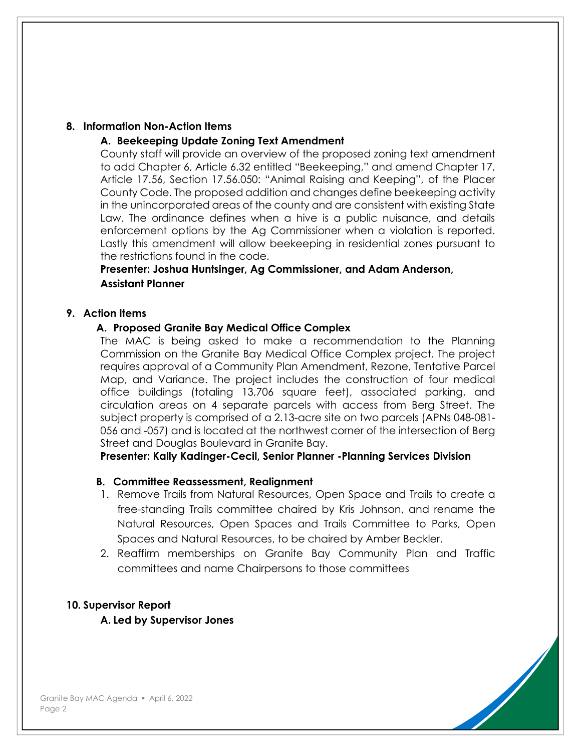**8. Information Non-Action Items**

**A. Beekeeping Update Zoning Text Amendment**

County staff will provide an overview of the proposed zoning text amendment to add Chapter 6, Article 6.32 entitled "Beekeeping," and amend Chapter 17, Article 17.56, Section 17.56.050: "Animal Raising and Keeping", of the Placer County Code. The proposed addition and changes define beekeeping activity in the unincorporated areas of the county and are consistent with existing State Law. The ordinance defines when a hive is a public nuisance, and details enforcement options by the Ag Commissioner when a violation is reported. Lastly this amendment will allow beekeeping in residential zones pursuant to the restrictions found in the code.

**Presenter: Joshua Huntsinger, Ag Commissioner, and Adam Anderson, Assistant Planner**

**9. Action Items**

**A. Proposed Granite Bay Medical Office Complex**

The MAC is being asked to make a recommendation to the Planning Commission on the Granite Bay Medical Office Complex project. The project requires approval of a Community Plan Amendment, Rezone, Tentative Parcel Map, and Variance. The project includes the construction of four medical office buildings (totaling 13,706 square feet), associated parking, and circulation areas on 4 separate parcels with access from Berg Street. The subject property is comprised of a 2.13-acre site on two parcels (APNs 048-081-056 and -057) and is located at the northwest corner of the intersection of Berg Street and Douglas Boulevard in Granite Bay.

**Presenter: Kally Kadinger-Cecil, Senior Planner -Planning Services Division**

**B. Committee Reassessment, Realignment**

1. Remove Trails from Natural Resources, Open Space and Trails to create a free-standing Trails committee chaired by Kris Johnson, and rename the Natural Resources, Open Spaces and Trails Committee to Parks, Open Spaces and Natural Resources, to be chaired by Amber Beckler.
2. Reaffirm memberships on Granite Bay Community Plan and Traffic committees and name Chairpersons to those committees

**10. Supervisor Report**

**A. Led by Supervisor Jones**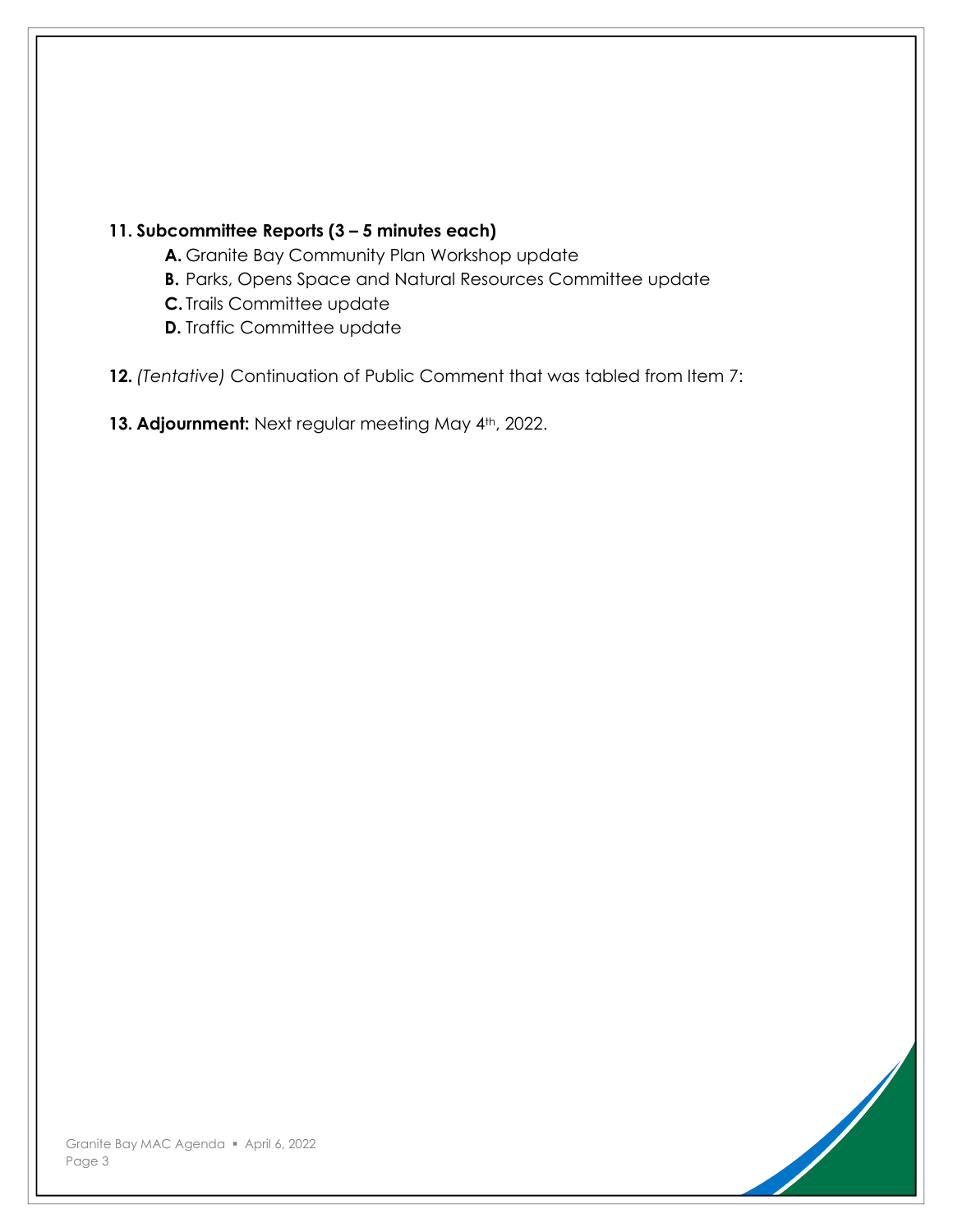**11. Subcommittee Reports (3 – 5 minutes each)**

- **A.** Granite Bay Community Plan Workshop update
- **B.** Parks, Opens Space and Natural Resources Committee update
- **C.** Trails Committee update
- **D.** Traffic Committee update

**12.** *(Tentative)* Continuation of Public Comment that was tabled from Item 7:

**13. Adjournment:** Next regular meeting May 4th, 2022.